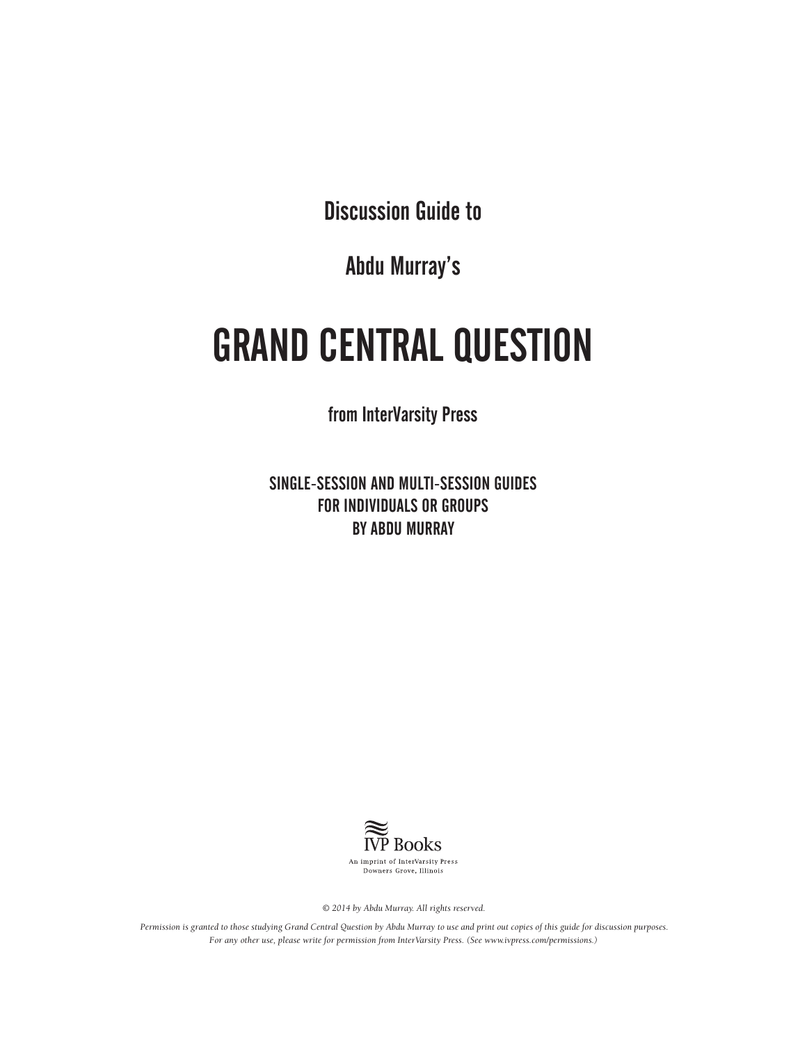Discussion Guide to

Abdu Murray's

# GRAND CENTRAL QUESTION

from InterVarsity Press

SINGLE-SESSION AND MULTI-SESSION GUIDES
FOR INDIVIDUALS OR GROUPS
BY ABDU MURRAY

IVP Books
An imprint of InterVarsity Press
Downers Grove, Illinois

*© 2014 by Abdu Murray. All rights reserved.*

*Permission is granted to those studying Grand Central Question by Abdu Murray to use and print out copies of this guide for discussion purposes. For any other use, please write for permission from InterVarsity Press. (See www.ivpress.com/permissions.)*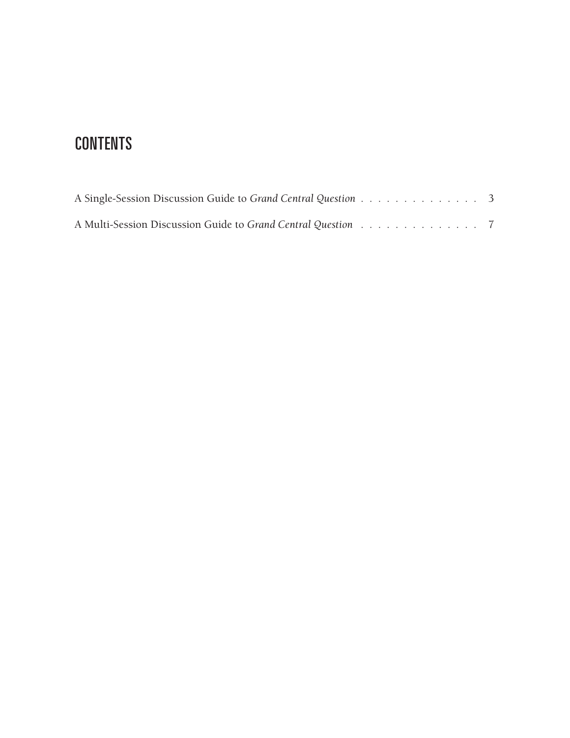# CONTENTS

A Single-Session Discussion Guide to *Grand Central Question* . . . . . . . . . . . . . . 3

A Multi-Session Discussion Guide to *Grand Central Question* . . . . . . . . . . . . . . 7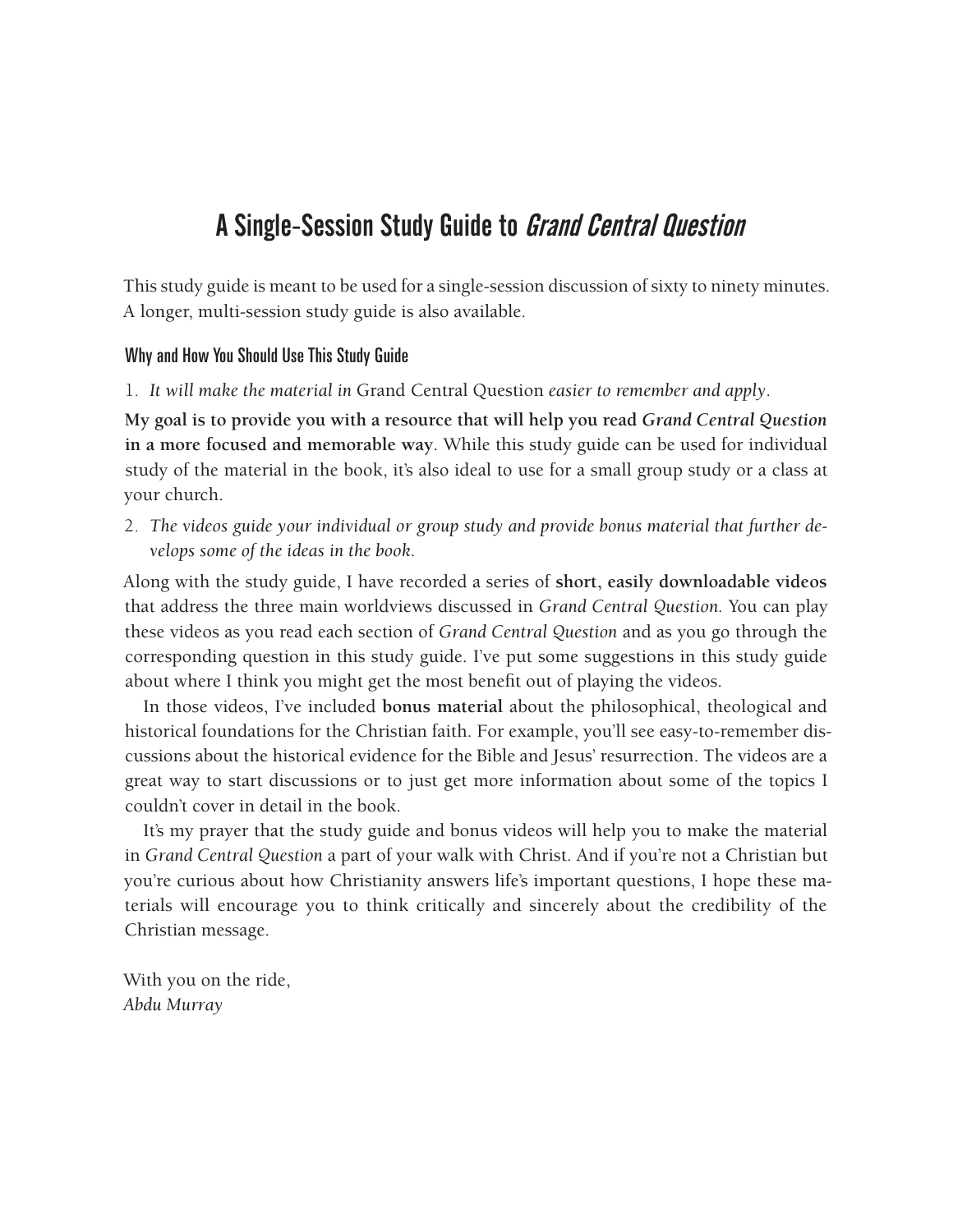# A Single-Session Study Guide to *Grand Central Question*

This study guide is meant to be used for a single-session discussion of sixty to ninety minutes. A longer, multi-session study guide is also available.

## Why and How You Should Use This Study Guide

1. *It will make the material in* Grand Central Question *easier to remember and apply*.

**My goal is to provide you with a resource that will help you read *Grand Central Question* in a more focused and memorable way**. While this study guide can be used for individual study of the material in the book, it's also ideal to use for a small group study or a class at your church.

2. *The videos guide your individual or group study and provide bonus material that further develops some of the ideas in the book.*

Along with the study guide, I have recorded a series of **short, easily downloadable videos** that address the three main worldviews discussed in *Grand Central Question*. You can play these videos as you read each section of *Grand Central Question* and as you go through the corresponding question in this study guide. I've put some suggestions in this study guide about where I think you might get the most benefit out of playing the videos.

In those videos, I've included **bonus material** about the philosophical, theological and historical foundations for the Christian faith. For example, you'll see easy-to-remember discussions about the historical evidence for the Bible and Jesus' resurrection. The videos are a great way to start discussions or to just get more information about some of the topics I couldn't cover in detail in the book.

It's my prayer that the study guide and bonus videos will help you to make the material in *Grand Central Question* a part of your walk with Christ. And if you're not a Christian but you're curious about how Christianity answers life's important questions, I hope these materials will encourage you to think critically and sincerely about the credibility of the Christian message.

With you on the ride,
*Abdu Murray*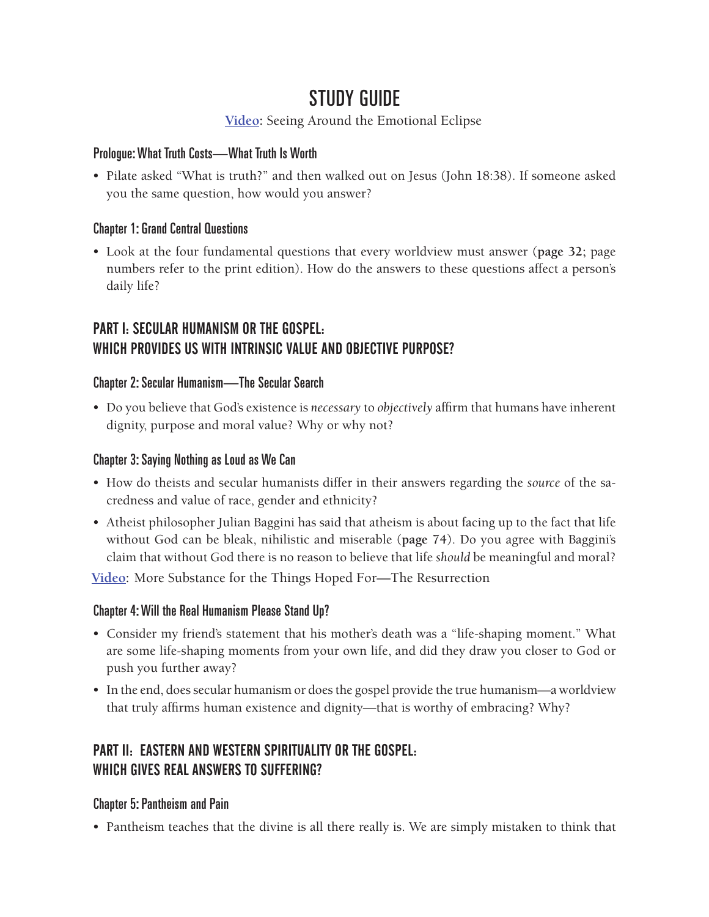# STUDY GUIDE

**Video**: Seeing Around the Emotional Eclipse

### Prologue: What Truth Costs—What Truth Is Worth

- Pilate asked "What is truth?" and then walked out on Jesus (John 18:38). If someone asked you the same question, how would you answer?

### Chapter 1: Grand Central Questions

- Look at the four fundamental questions that every worldview must answer (**page 32**; page numbers refer to the print edition). How do the answers to these questions affect a person's daily life?

## PART I: SECULAR HUMANISM OR THE GOSPEL: WHICH PROVIDES US WITH INTRINSIC VALUE AND OBJECTIVE PURPOSE?

### Chapter 2: Secular Humanism—The Secular Search

- Do you believe that God's existence is *necessary* to *objectively* affirm that humans have inherent dignity, purpose and moral value? Why or why not?

### Chapter 3: Saying Nothing as Loud as We Can

- How do theists and secular humanists differ in their answers regarding the *source* of the sacredness and value of race, gender and ethnicity?
- Atheist philosopher Julian Baggini has said that atheism is about facing up to the fact that life without God can be bleak, nihilistic and miserable (**page 74**). Do you agree with Baggini's claim that without God there is no reason to believe that life *should* be meaningful and moral?

**Video**: More Substance for the Things Hoped For—The Resurrection

### Chapter 4: Will the Real Humanism Please Stand Up?

- Consider my friend's statement that his mother's death was a "life-shaping moment." What are some life-shaping moments from your own life, and did they draw you closer to God or push you further away?
- In the end, does secular humanism or does the gospel provide the true humanism—a worldview that truly affirms human existence and dignity—that is worthy of embracing? Why?

## PART II: EASTERN AND WESTERN SPIRITUALITY OR THE GOSPEL: WHICH GIVES REAL ANSWERS TO SUFFERING?

### Chapter 5: Pantheism and Pain

- Pantheism teaches that the divine is all there really is. We are simply mistaken to think that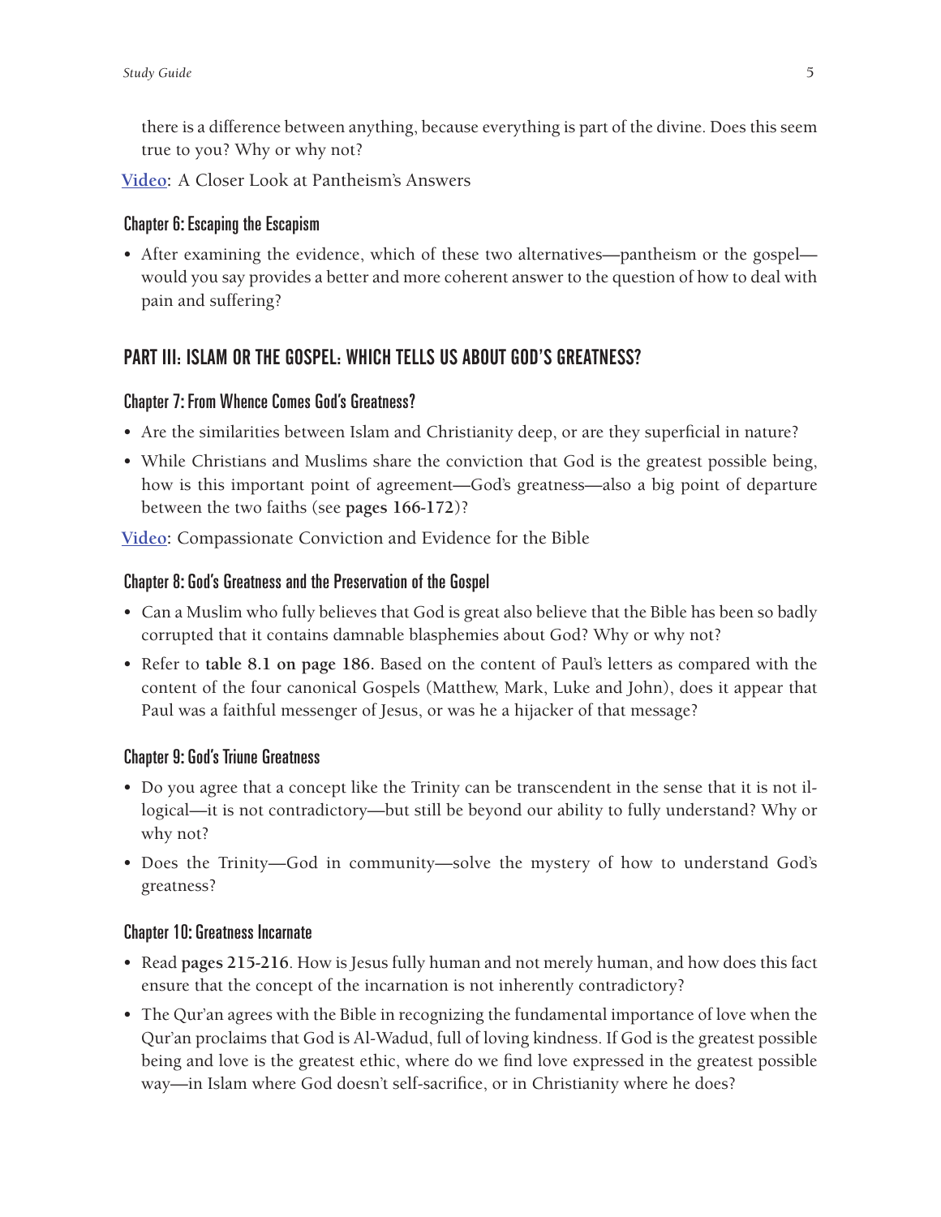there is a difference between anything, because everything is part of the divine. Does this seem true to you? Why or why not?

**Video**: A Closer Look at Pantheism's Answers

### Chapter 6: Escaping the Escapism

- After examining the evidence, which of these two alternatives—pantheism or the gospel—would you say provides a better and more coherent answer to the question of how to deal with pain and suffering?

## PART III: ISLAM OR THE GOSPEL: WHICH TELLS US ABOUT GOD'S GREATNESS?

### Chapter 7: From Whence Comes God's Greatness?

- Are the similarities between Islam and Christianity deep, or are they superficial in nature?
- While Christians and Muslims share the conviction that God is the greatest possible being, how is this important point of agreement—God's greatness—also a big point of departure between the two faiths (see **pages 166-172**)?

**Video**: Compassionate Conviction and Evidence for the Bible

### Chapter 8: God's Greatness and the Preservation of the Gospel

- Can a Muslim who fully believes that God is great also believe that the Bible has been so badly corrupted that it contains damnable blasphemies about God? Why or why not?
- Refer to **table 8.1 on page 186.** Based on the content of Paul's letters as compared with the content of the four canonical Gospels (Matthew, Mark, Luke and John), does it appear that Paul was a faithful messenger of Jesus, or was he a hijacker of that message?

### Chapter 9: God's Triune Greatness

- Do you agree that a concept like the Trinity can be transcendent in the sense that it is not illogical—it is not contradictory—but still be beyond our ability to fully understand? Why or why not?
- Does the Trinity—God in community—solve the mystery of how to understand God's greatness?

### Chapter 10: Greatness Incarnate

- Read **pages 215-216**. How is Jesus fully human and not merely human, and how does this fact ensure that the concept of the incarnation is not inherently contradictory?
- The Qur'an agrees with the Bible in recognizing the fundamental importance of love when the Qur'an proclaims that God is Al-Wadud, full of loving kindness. If God is the greatest possible being and love is the greatest ethic, where do we find love expressed in the greatest possible way—in Islam where God doesn't self-sacrifice, or in Christianity where he does?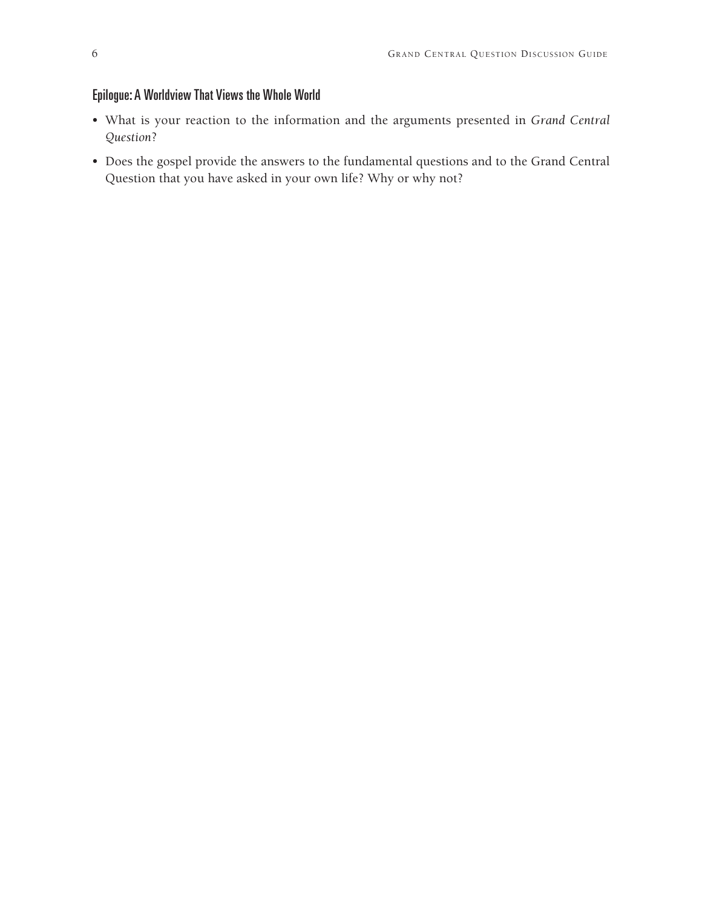## Epilogue: A Worldview That Views the Whole World

- What is your reaction to the information and the arguments presented in *Grand Central Question*?
- Does the gospel provide the answers to the fundamental questions and to the Grand Central Question that you have asked in your own life? Why or why not?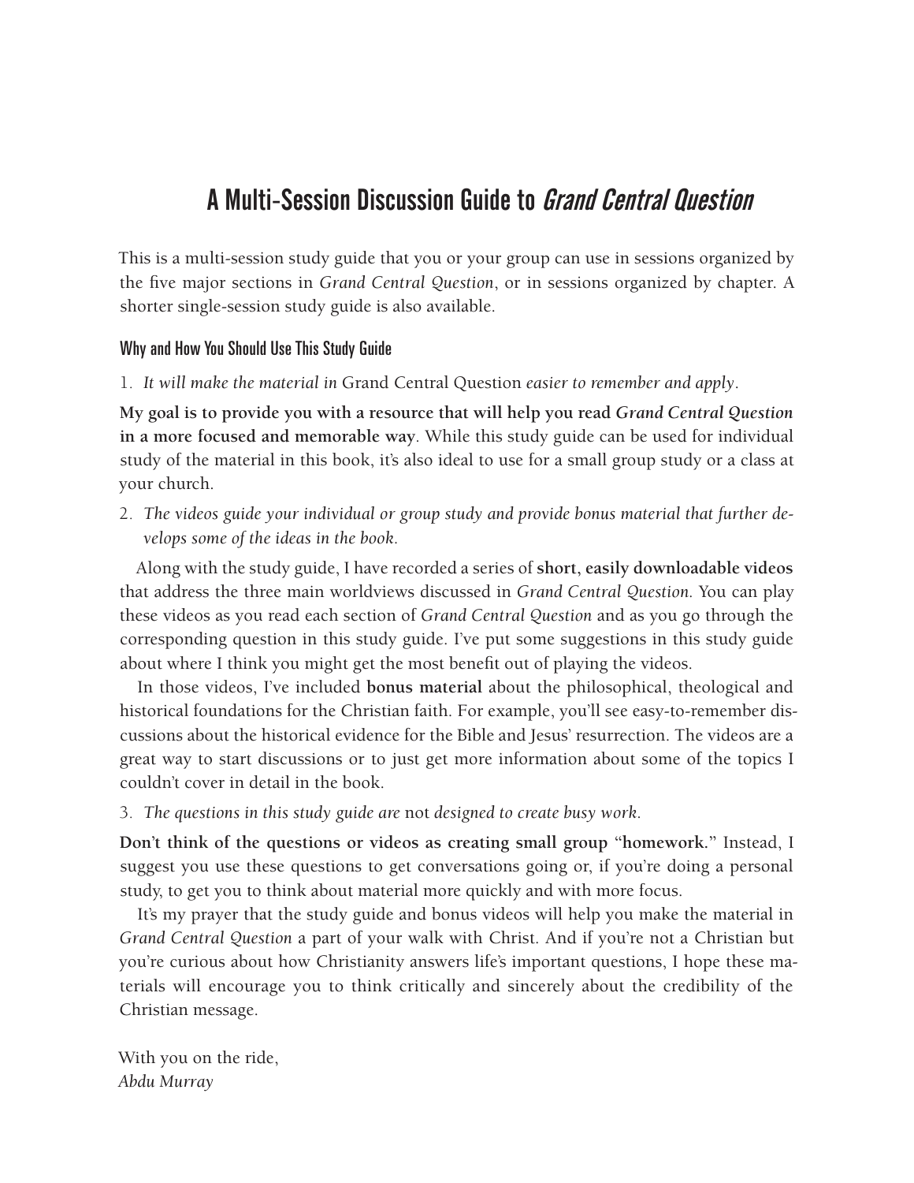# A Multi-Session Discussion Guide to *Grand Central Question*

This is a multi-session study guide that you or your group can use in sessions organized by the five major sections in *Grand Central Question*, or in sessions organized by chapter. A shorter single-session study guide is also available.

## Why and How You Should Use This Study Guide

1. *It will make the material in* Grand Central Question *easier to remember and apply*.

**My goal is to provide you with a resource that will help you read *Grand Central Question* in a more focused and memorable way**. While this study guide can be used for individual study of the material in this book, it's also ideal to use for a small group study or a class at your church.

2. *The videos guide your individual or group study and provide bonus material that further develops some of the ideas in the book*.

Along with the study guide, I have recorded a series of **short, easily downloadable videos** that address the three main worldviews discussed in *Grand Central Question*. You can play these videos as you read each section of *Grand Central Question* and as you go through the corresponding question in this study guide. I've put some suggestions in this study guide about where I think you might get the most benefit out of playing the videos.

In those videos, I've included **bonus material** about the philosophical, theological and historical foundations for the Christian faith. For example, you'll see easy-to-remember discussions about the historical evidence for the Bible and Jesus' resurrection. The videos are a great way to start discussions or to just get more information about some of the topics I couldn't cover in detail in the book.

3. *The questions in this study guide are* not *designed to create busy work*.

**Don't think of the questions or videos as creating small group "homework."** Instead, I suggest you use these questions to get conversations going or, if you're doing a personal study, to get you to think about material more quickly and with more focus.

It's my prayer that the study guide and bonus videos will help you make the material in *Grand Central Question* a part of your walk with Christ. And if you're not a Christian but you're curious about how Christianity answers life's important questions, I hope these materials will encourage you to think critically and sincerely about the credibility of the Christian message.

With you on the ride,
*Abdu Murray*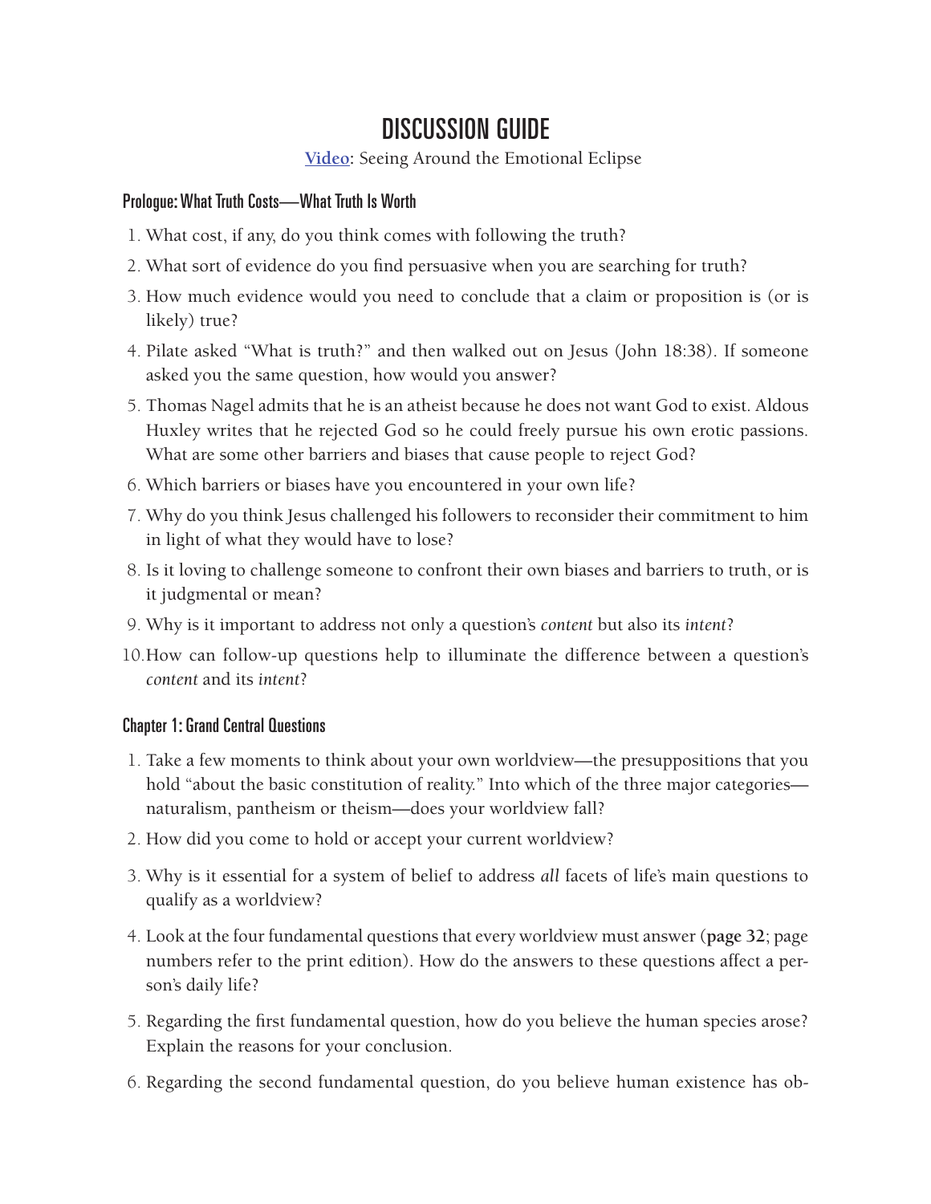# DISCUSSION GUIDE

[Video]: Seeing Around the Emotional Eclipse

## Prologue: What Truth Costs—What Truth Is Worth

1. What cost, if any, do you think comes with following the truth?
2. What sort of evidence do you find persuasive when you are searching for truth?
3. How much evidence would you need to conclude that a claim or proposition is (or is likely) true?
4. Pilate asked "What is truth?" and then walked out on Jesus (John 18:38). If someone asked you the same question, how would you answer?
5. Thomas Nagel admits that he is an atheist because he does not want God to exist. Aldous Huxley writes that he rejected God so he could freely pursue his own erotic passions. What are some other barriers and biases that cause people to reject God?
6. Which barriers or biases have you encountered in your own life?
7. Why do you think Jesus challenged his followers to reconsider their commitment to him in light of what they would have to lose?
8. Is it loving to challenge someone to confront their own biases and barriers to truth, or is it judgmental or mean?
9. Why is it important to address not only a question's *content* but also its *intent*?
10. How can follow-up questions help to illuminate the difference between a question's *content* and its *intent*?

## Chapter 1: Grand Central Questions

1. Take a few moments to think about your own worldview—the presuppositions that you hold "about the basic constitution of reality." Into which of the three major categories—naturalism, pantheism or theism—does your worldview fall?
2. How did you come to hold or accept your current worldview?
3. Why is it essential for a system of belief to address *all* facets of life's main questions to qualify as a worldview?
4. Look at the four fundamental questions that every worldview must answer (**page 32**; page numbers refer to the print edition). How do the answers to these questions affect a person's daily life?
5. Regarding the first fundamental question, how do you believe the human species arose? Explain the reasons for your conclusion.
6. Regarding the second fundamental question, do you believe human existence has ob-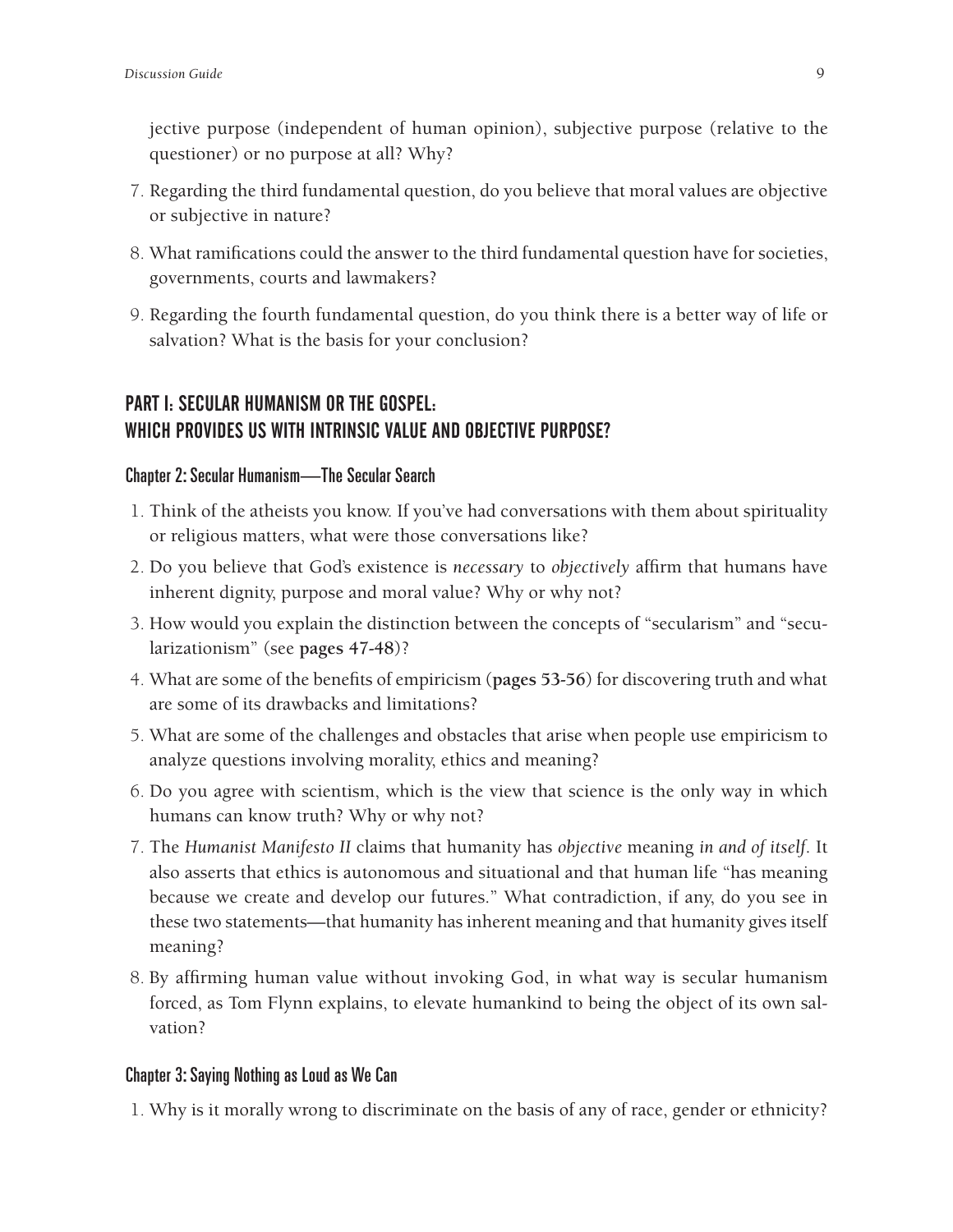jective purpose (independent of human opinion), subjective purpose (relative to the questioner) or no purpose at all? Why?

7. Regarding the third fundamental question, do you believe that moral values are objective or subjective in nature?
8. What ramifications could the answer to the third fundamental question have for societies, governments, courts and lawmakers?
9. Regarding the fourth fundamental question, do you think there is a better way of life or salvation? What is the basis for your conclusion?

## PART I: SECULAR HUMANISM OR THE GOSPEL: WHICH PROVIDES US WITH INTRINSIC VALUE AND OBJECTIVE PURPOSE?

### Chapter 2: Secular Humanism—The Secular Search

1. Think of the atheists you know. If you've had conversations with them about spirituality or religious matters, what were those conversations like?
2. Do you believe that God's existence is *necessary* to *objectively* affirm that humans have inherent dignity, purpose and moral value? Why or why not?
3. How would you explain the distinction between the concepts of "secularism" and "secularizationism" (see **pages 47-48**)?
4. What are some of the benefits of empiricism (**pages 53-56**) for discovering truth and what are some of its drawbacks and limitations?
5. What are some of the challenges and obstacles that arise when people use empiricism to analyze questions involving morality, ethics and meaning?
6. Do you agree with scientism, which is the view that science is the only way in which humans can know truth? Why or why not?
7. The *Humanist Manifesto II* claims that humanity has *objective* meaning *in and of itself*. It also asserts that ethics is autonomous and situational and that human life "has meaning because we create and develop our futures." What contradiction, if any, do you see in these two statements—that humanity has inherent meaning and that humanity gives itself meaning?
8. By affirming human value without invoking God, in what way is secular humanism forced, as Tom Flynn explains, to elevate humankind to being the object of its own salvation?

### Chapter 3: Saying Nothing as Loud as We Can

1. Why is it morally wrong to discriminate on the basis of any of race, gender or ethnicity?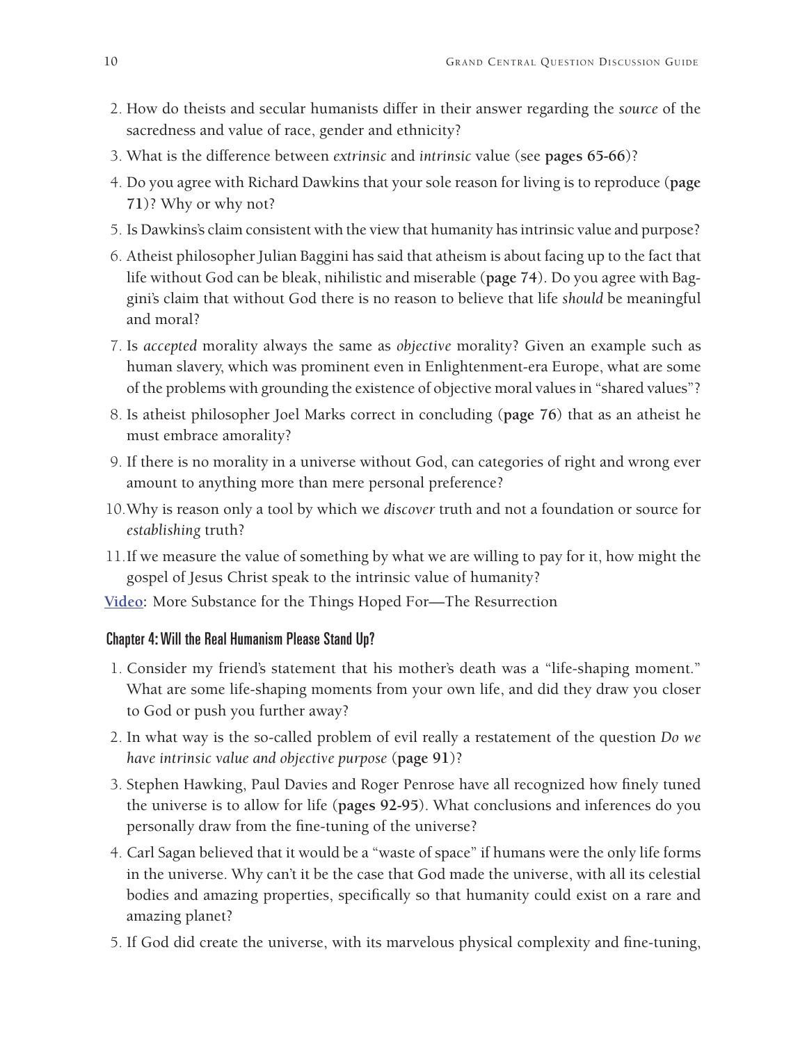2. How do theists and secular humanists differ in their answer regarding the *source* of the sacredness and value of race, gender and ethnicity?
3. What is the difference between *extrinsic* and *intrinsic* value (see **pages 65-66**)?
4. Do you agree with Richard Dawkins that your sole reason for living is to reproduce (**page 71**)? Why or why not?
5. Is Dawkins's claim consistent with the view that humanity has intrinsic value and purpose?
6. Atheist philosopher Julian Baggini has said that atheism is about facing up to the fact that life without God can be bleak, nihilistic and miserable (**page 74**). Do you agree with Baggini's claim that without God there is no reason to believe that life *should* be meaningful and moral?
7. Is *accepted* morality always the same as *objective* morality? Given an example such as human slavery, which was prominent even in Enlightenment-era Europe, what are some of the problems with grounding the existence of objective moral values in "shared values"?
8. Is atheist philosopher Joel Marks correct in concluding (**page 76**) that as an atheist he must embrace amorality?
9. If there is no morality in a universe without God, can categories of right and wrong ever amount to anything more than mere personal preference?
10. Why is reason only a tool by which we *discover* truth and not a foundation or source for *establishing* truth?
11. If we measure the value of something by what we are willing to pay for it, how might the gospel of Jesus Christ speak to the intrinsic value of humanity?

**Video**: More Substance for the Things Hoped For—The Resurrection

### Chapter 4: Will the Real Humanism Please Stand Up?

1. Consider my friend's statement that his mother's death was a "life-shaping moment." What are some life-shaping moments from your own life, and did they draw you closer to God or push you further away?
2. In what way is the so-called problem of evil really a restatement of the question *Do we have intrinsic value and objective purpose* (**page 91**)?
3. Stephen Hawking, Paul Davies and Roger Penrose have all recognized how finely tuned the universe is to allow for life (**pages 92-95**). What conclusions and inferences do you personally draw from the fine-tuning of the universe?
4. Carl Sagan believed that it would be a "waste of space" if humans were the only life forms in the universe. Why can't it be the case that God made the universe, with all its celestial bodies and amazing properties, specifically so that humanity could exist on a rare and amazing planet?
5. If God did create the universe, with its marvelous physical complexity and fine-tuning,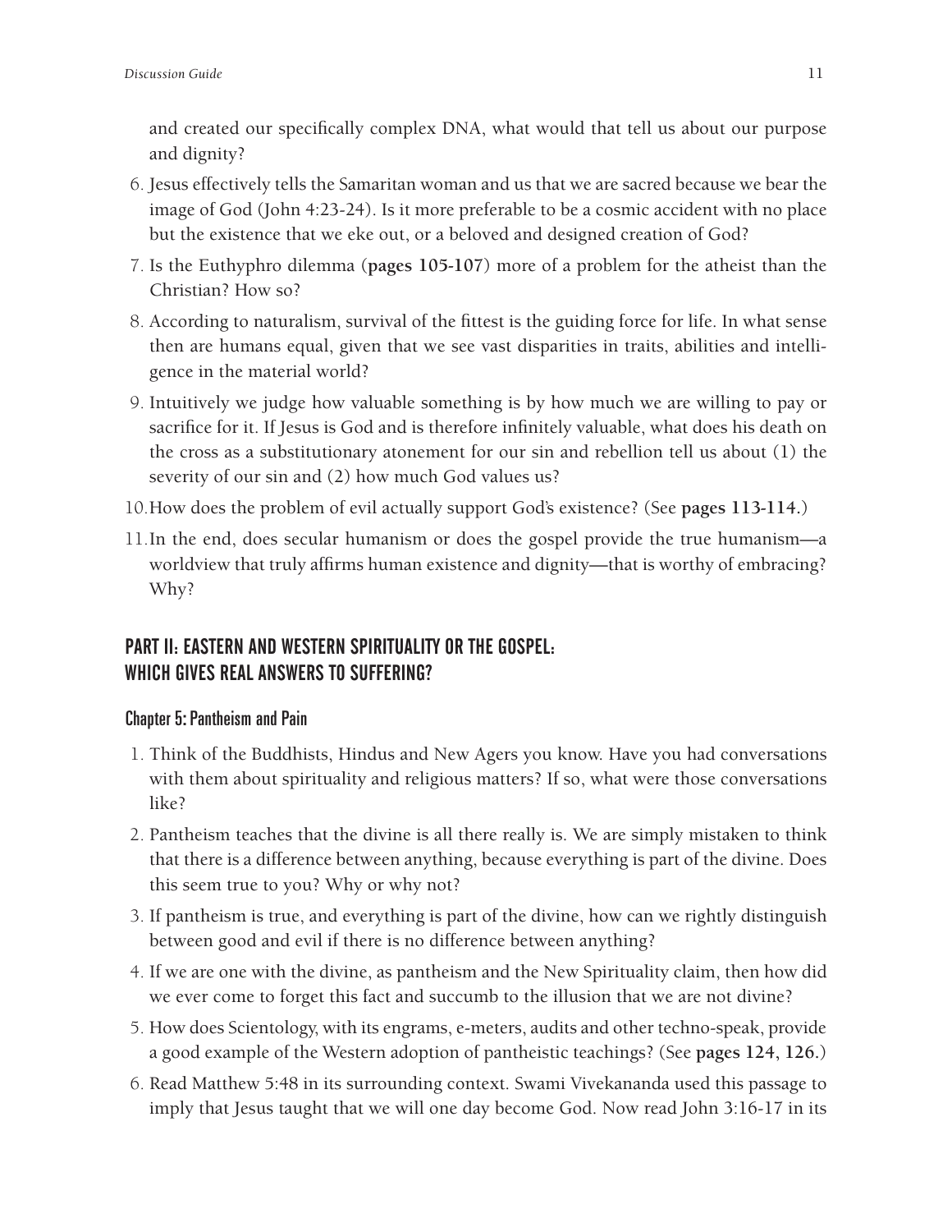and created our specifically complex DNA, what would that tell us about our purpose and dignity?

6. Jesus effectively tells the Samaritan woman and us that we are sacred because we bear the image of God (John 4:23-24). Is it more preferable to be a cosmic accident with no place but the existence that we eke out, or a beloved and designed creation of God?
7. Is the Euthyphro dilemma (**pages 105-107**) more of a problem for the atheist than the Christian? How so?
8. According to naturalism, survival of the fittest is the guiding force for life. In what sense then are humans equal, given that we see vast disparities in traits, abilities and intelligence in the material world?
9. Intuitively we judge how valuable something is by how much we are willing to pay or sacrifice for it. If Jesus is God and is therefore infinitely valuable, what does his death on the cross as a substitutionary atonement for our sin and rebellion tell us about (1) the severity of our sin and (2) how much God values us?
10. How does the problem of evil actually support God's existence? (See **pages 113-114**.)
11. In the end, does secular humanism or does the gospel provide the true humanism—a worldview that truly affirms human existence and dignity—that is worthy of embracing? Why?

## PART II: EASTERN AND WESTERN SPIRITUALITY OR THE GOSPEL: WHICH GIVES REAL ANSWERS TO SUFFERING?

### Chapter 5: Pantheism and Pain

1. Think of the Buddhists, Hindus and New Agers you know. Have you had conversations with them about spirituality and religious matters? If so, what were those conversations like?
2. Pantheism teaches that the divine is all there really is. We are simply mistaken to think that there is a difference between anything, because everything is part of the divine. Does this seem true to you? Why or why not?
3. If pantheism is true, and everything is part of the divine, how can we rightly distinguish between good and evil if there is no difference between anything?
4. If we are one with the divine, as pantheism and the New Spirituality claim, then how did we ever come to forget this fact and succumb to the illusion that we are not divine?
5. How does Scientology, with its engrams, e-meters, audits and other techno-speak, provide a good example of the Western adoption of pantheistic teachings? (See **pages 124, 126**.)
6. Read Matthew 5:48 in its surrounding context. Swami Vivekananda used this passage to imply that Jesus taught that we will one day become God. Now read John 3:16-17 in its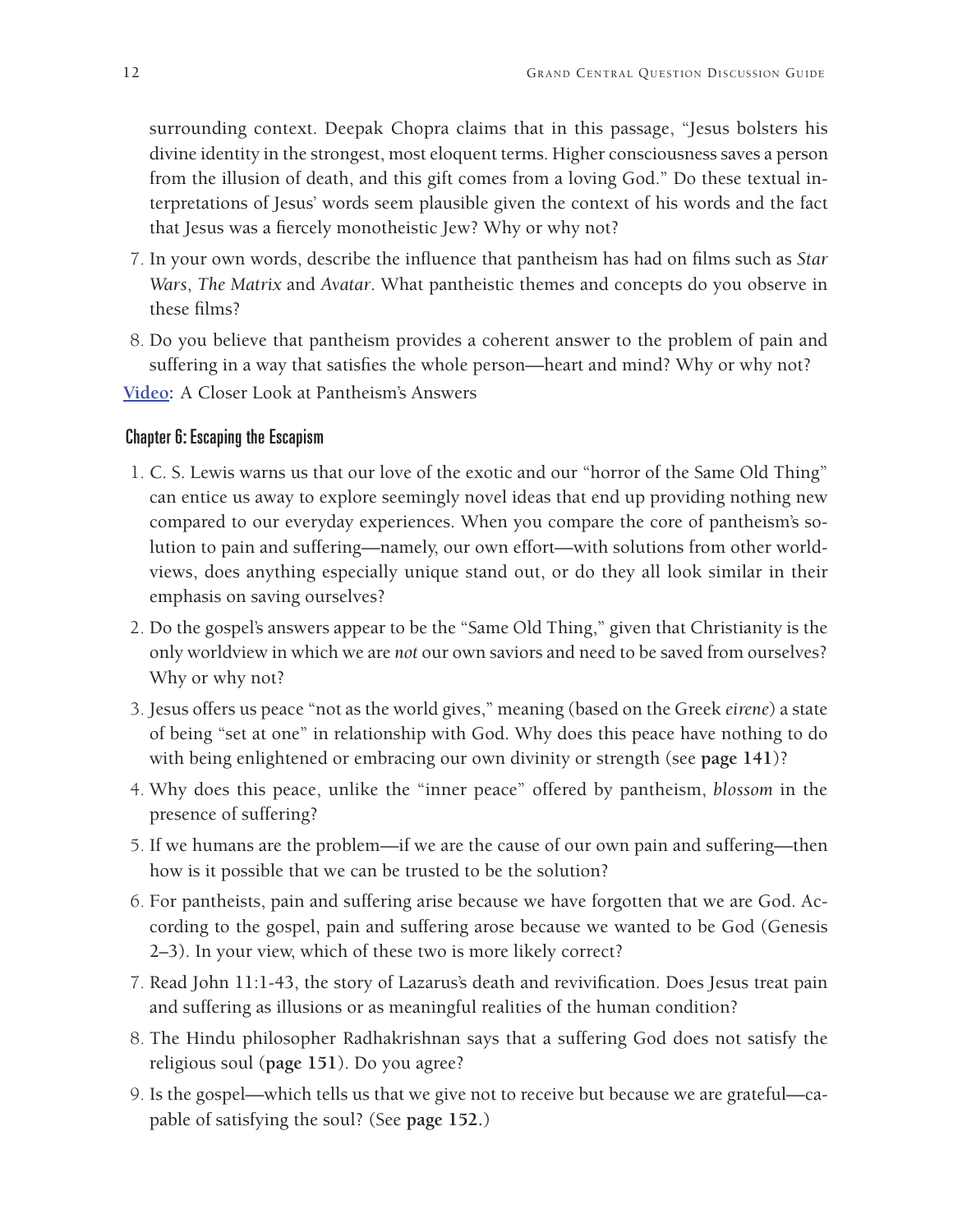surrounding context. Deepak Chopra claims that in this passage, "Jesus bolsters his divine identity in the strongest, most eloquent terms. Higher consciousness saves a person from the illusion of death, and this gift comes from a loving God." Do these textual interpretations of Jesus' words seem plausible given the context of his words and the fact that Jesus was a fiercely monotheistic Jew? Why or why not?

7. In your own words, describe the influence that pantheism has had on films such as *Star Wars*, *The Matrix* and *Avatar*. What pantheistic themes and concepts do you observe in these films?
8. Do you believe that pantheism provides a coherent answer to the problem of pain and suffering in a way that satisfies the whole person—heart and mind? Why or why not?

**Video**: A Closer Look at Pantheism's Answers

### Chapter 6: Escaping the Escapism

1. C. S. Lewis warns us that our love of the exotic and our "horror of the Same Old Thing" can entice us away to explore seemingly novel ideas that end up providing nothing new compared to our everyday experiences. When you compare the core of pantheism's solution to pain and suffering—namely, our own effort—with solutions from other worldviews, does anything especially unique stand out, or do they all look similar in their emphasis on saving ourselves?
2. Do the gospel's answers appear to be the "Same Old Thing," given that Christianity is the only worldview in which we are *not* our own saviors and need to be saved from ourselves? Why or why not?
3. Jesus offers us peace "not as the world gives," meaning (based on the Greek *eirene*) a state of being "set at one" in relationship with God. Why does this peace have nothing to do with being enlightened or embracing our own divinity or strength (see **page 141**)?
4. Why does this peace, unlike the "inner peace" offered by pantheism, *blossom* in the presence of suffering?
5. If we humans are the problem—if we are the cause of our own pain and suffering—then how is it possible that we can be trusted to be the solution?
6. For pantheists, pain and suffering arise because we have forgotten that we are God. According to the gospel, pain and suffering arose because we wanted to be God (Genesis 2–3). In your view, which of these two is more likely correct?
7. Read John 11:1-43, the story of Lazarus's death and revivification. Does Jesus treat pain and suffering as illusions or as meaningful realities of the human condition?
8. The Hindu philosopher Radhakrishnan says that a suffering God does not satisfy the religious soul (**page 151**). Do you agree?
9. Is the gospel—which tells us that we give not to receive but because we are grateful—capable of satisfying the soul? (See **page 152.**)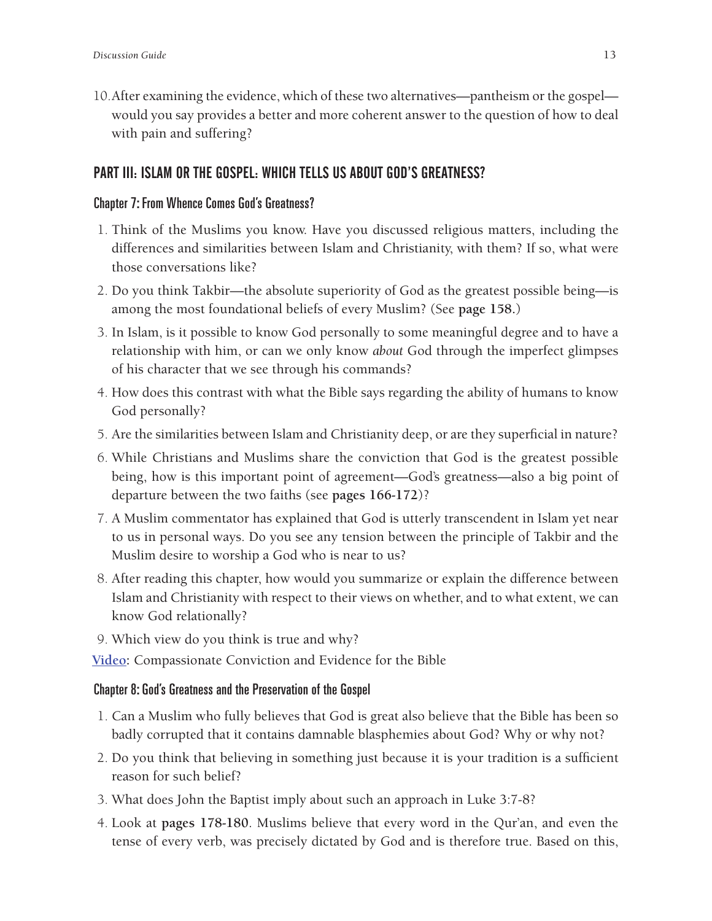10. After examining the evidence, which of these two alternatives—pantheism or the gospel—would you say provides a better and more coherent answer to the question of how to deal with pain and suffering?

## PART III: ISLAM OR THE GOSPEL: WHICH TELLS US ABOUT GOD'S GREATNESS?

### Chapter 7: From Whence Comes God's Greatness?

1. Think of the Muslims you know. Have you discussed religious matters, including the differences and similarities between Islam and Christianity, with them? If so, what were those conversations like?
2. Do you think Takbir—the absolute superiority of God as the greatest possible being—is among the most foundational beliefs of every Muslim? (See **page 158.**)
3. In Islam, is it possible to know God personally to some meaningful degree and to have a relationship with him, or can we only know *about* God through the imperfect glimpses of his character that we see through his commands?
4. How does this contrast with what the Bible says regarding the ability of humans to know God personally?
5. Are the similarities between Islam and Christianity deep, or are they superficial in nature?
6. While Christians and Muslims share the conviction that God is the greatest possible being, how is this important point of agreement—God's greatness—also a big point of departure between the two faiths (see **pages 166-172**)?
7. A Muslim commentator has explained that God is utterly transcendent in Islam yet near to us in personal ways. Do you see any tension between the principle of Takbir and the Muslim desire to worship a God who is near to us?
8. After reading this chapter, how would you summarize or explain the difference between Islam and Christianity with respect to their views on whether, and to what extent, we can know God relationally?
9. Which view do you think is true and why?

**Video:** Compassionate Conviction and Evidence for the Bible

### Chapter 8: God's Greatness and the Preservation of the Gospel

1. Can a Muslim who fully believes that God is great also believe that the Bible has been so badly corrupted that it contains damnable blasphemies about God? Why or why not?
2. Do you think that believing in something just because it is your tradition is a sufficient reason for such belief?
3. What does John the Baptist imply about such an approach in Luke 3:7-8?
4. Look at **pages 178-180**. Muslims believe that every word in the Qur'an, and even the tense of every verb, was precisely dictated by God and is therefore true. Based on this,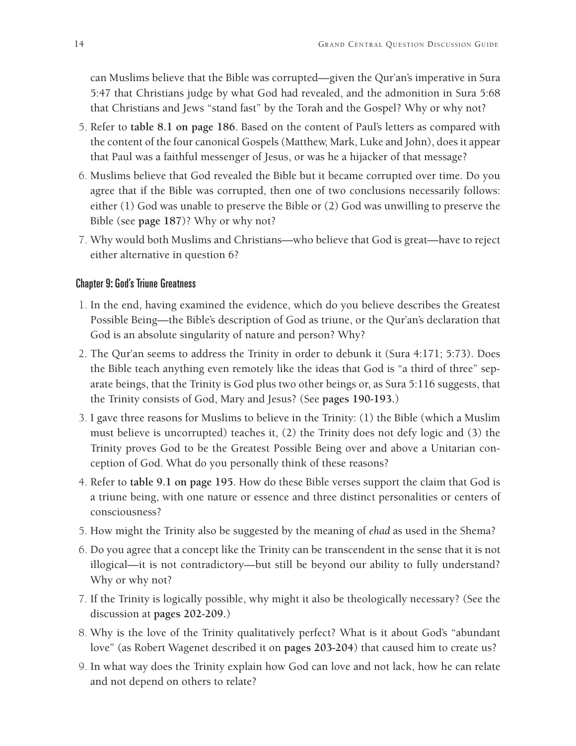can Muslims believe that the Bible was corrupted—given the Qur'an's imperative in Sura 5:47 that Christians judge by what God had revealed, and the admonition in Sura 5:68 that Christians and Jews "stand fast" by the Torah and the Gospel? Why or why not?

5. Refer to **table 8.1 on page 186**. Based on the content of Paul's letters as compared with the content of the four canonical Gospels (Matthew, Mark, Luke and John), does it appear that Paul was a faithful messenger of Jesus, or was he a hijacker of that message?
6. Muslims believe that God revealed the Bible but it became corrupted over time. Do you agree that if the Bible was corrupted, then one of two conclusions necessarily follows: either (1) God was unable to preserve the Bible or (2) God was unwilling to preserve the Bible (see **page 187**)? Why or why not?
7. Why would both Muslims and Christians—who believe that God is great—have to reject either alternative in question 6?

### Chapter 9: God's Triune Greatness

1. In the end, having examined the evidence, which do you believe describes the Greatest Possible Being—the Bible's description of God as triune, or the Qur'an's declaration that God is an absolute singularity of nature and person? Why?
2. The Qur'an seems to address the Trinity in order to debunk it (Sura 4:171; 5:73). Does the Bible teach anything even remotely like the ideas that God is "a third of three" separate beings, that the Trinity is God plus two other beings or, as Sura 5:116 suggests, that the Trinity consists of God, Mary and Jesus? (See **pages 190-193**.)
3. I gave three reasons for Muslims to believe in the Trinity: (1) the Bible (which a Muslim must believe is uncorrupted) teaches it, (2) the Trinity does not defy logic and (3) the Trinity proves God to be the Greatest Possible Being over and above a Unitarian conception of God. What do you personally think of these reasons?
4. Refer to **table 9.1 on page 195**. How do these Bible verses support the claim that God is a triune being, with one nature or essence and three distinct personalities or centers of consciousness?
5. How might the Trinity also be suggested by the meaning of *ehad* as used in the Shema?
6. Do you agree that a concept like the Trinity can be transcendent in the sense that it is not illogical—it is not contradictory—but still be beyond our ability to fully understand? Why or why not?
7. If the Trinity is logically possible, why might it also be theologically necessary? (See the discussion at **pages 202-209**.)
8. Why is the love of the Trinity qualitatively perfect? What is it about God's "abundant love" (as Robert Wagenet described it on **pages 203-204**) that caused him to create us?
9. In what way does the Trinity explain how God can love and not lack, how he can relate and not depend on others to relate?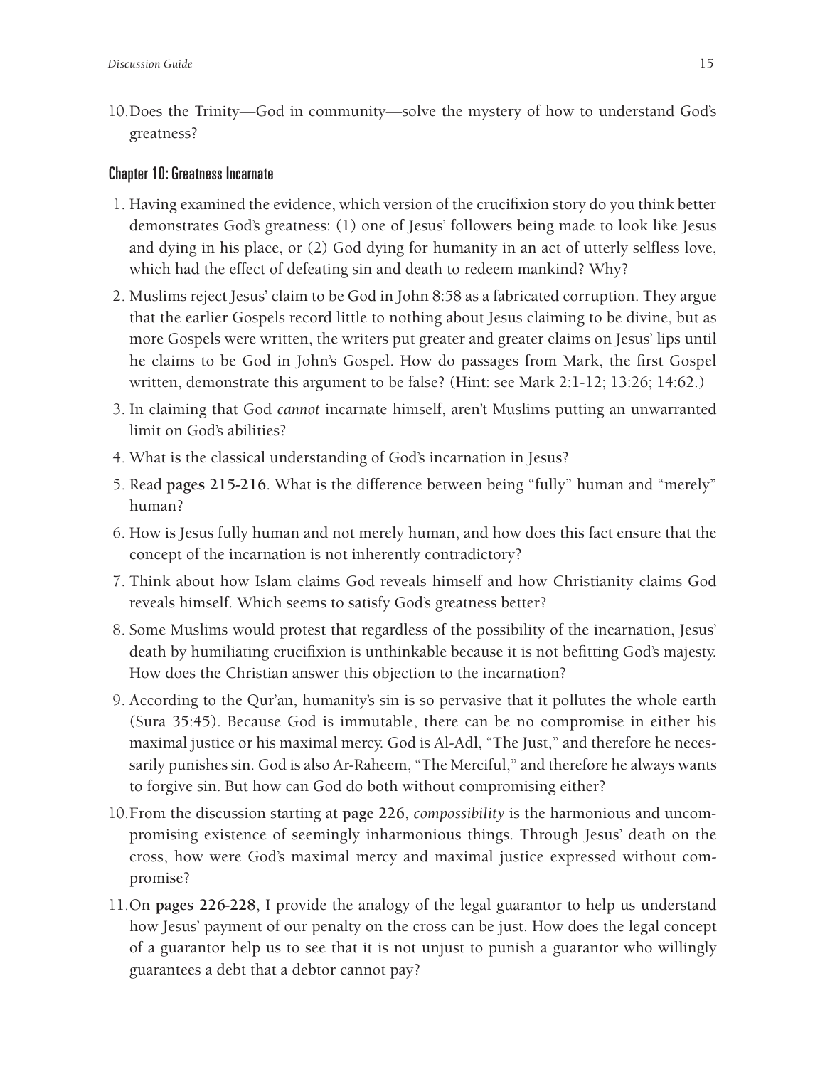10. Does the Trinity—God in community—solve the mystery of how to understand God's greatness?

## Chapter 10: Greatness Incarnate

1. Having examined the evidence, which version of the crucifixion story do you think better demonstrates God's greatness: (1) one of Jesus' followers being made to look like Jesus and dying in his place, or (2) God dying for humanity in an act of utterly selfless love, which had the effect of defeating sin and death to redeem mankind? Why?
2. Muslims reject Jesus' claim to be God in John 8:58 as a fabricated corruption. They argue that the earlier Gospels record little to nothing about Jesus claiming to be divine, but as more Gospels were written, the writers put greater and greater claims on Jesus' lips until he claims to be God in John's Gospel. How do passages from Mark, the first Gospel written, demonstrate this argument to be false? (Hint: see Mark 2:1-12; 13:26; 14:62.)
3. In claiming that God *cannot* incarnate himself, aren't Muslims putting an unwarranted limit on God's abilities?
4. What is the classical understanding of God's incarnation in Jesus?
5. Read **pages 215-216**. What is the difference between being "fully" human and "merely" human?
6. How is Jesus fully human and not merely human, and how does this fact ensure that the concept of the incarnation is not inherently contradictory?
7. Think about how Islam claims God reveals himself and how Christianity claims God reveals himself. Which seems to satisfy God's greatness better?
8. Some Muslims would protest that regardless of the possibility of the incarnation, Jesus' death by humiliating crucifixion is unthinkable because it is not befitting God's majesty. How does the Christian answer this objection to the incarnation?
9. According to the Qur'an, humanity's sin is so pervasive that it pollutes the whole earth (Sura 35:45). Because God is immutable, there can be no compromise in either his maximal justice or his maximal mercy. God is Al-Adl, "The Just," and therefore he necessarily punishes sin. God is also Ar-Raheem, "The Merciful," and therefore he always wants to forgive sin. But how can God do both without compromising either?
10. From the discussion starting at **page 226**, *compossibility* is the harmonious and uncompromising existence of seemingly inharmonious things. Through Jesus' death on the cross, how were God's maximal mercy and maximal justice expressed without compromise?
11. On **pages 226-228**, I provide the analogy of the legal guarantor to help us understand how Jesus' payment of our penalty on the cross can be just. How does the legal concept of a guarantor help us to see that it is not unjust to punish a guarantor who willingly guarantees a debt that a debtor cannot pay?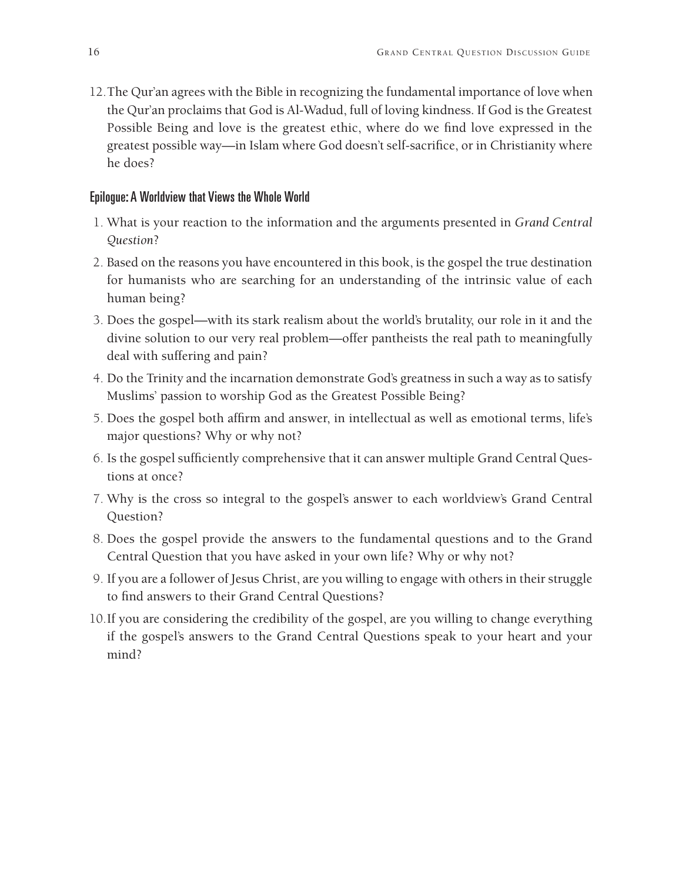12. The Qur'an agrees with the Bible in recognizing the fundamental importance of love when the Qur'an proclaims that God is Al-Wadud, full of loving kindness. If God is the Greatest Possible Being and love is the greatest ethic, where do we find love expressed in the greatest possible way—in Islam where God doesn't self-sacrifice, or in Christianity where he does?

## Epilogue: A Worldview that Views the Whole World

1. What is your reaction to the information and the arguments presented in *Grand Central Question*?
2. Based on the reasons you have encountered in this book, is the gospel the true destination for humanists who are searching for an understanding of the intrinsic value of each human being?
3. Does the gospel—with its stark realism about the world's brutality, our role in it and the divine solution to our very real problem—offer pantheists the real path to meaningfully deal with suffering and pain?
4. Do the Trinity and the incarnation demonstrate God's greatness in such a way as to satisfy Muslims' passion to worship God as the Greatest Possible Being?
5. Does the gospel both affirm and answer, in intellectual as well as emotional terms, life's major questions? Why or why not?
6. Is the gospel sufficiently comprehensive that it can answer multiple Grand Central Questions at once?
7. Why is the cross so integral to the gospel's answer to each worldview's Grand Central Question?
8. Does the gospel provide the answers to the fundamental questions and to the Grand Central Question that you have asked in your own life? Why or why not?
9. If you are a follower of Jesus Christ, are you willing to engage with others in their struggle to find answers to their Grand Central Questions?
10. If you are considering the credibility of the gospel, are you willing to change everything if the gospel's answers to the Grand Central Questions speak to your heart and your mind?